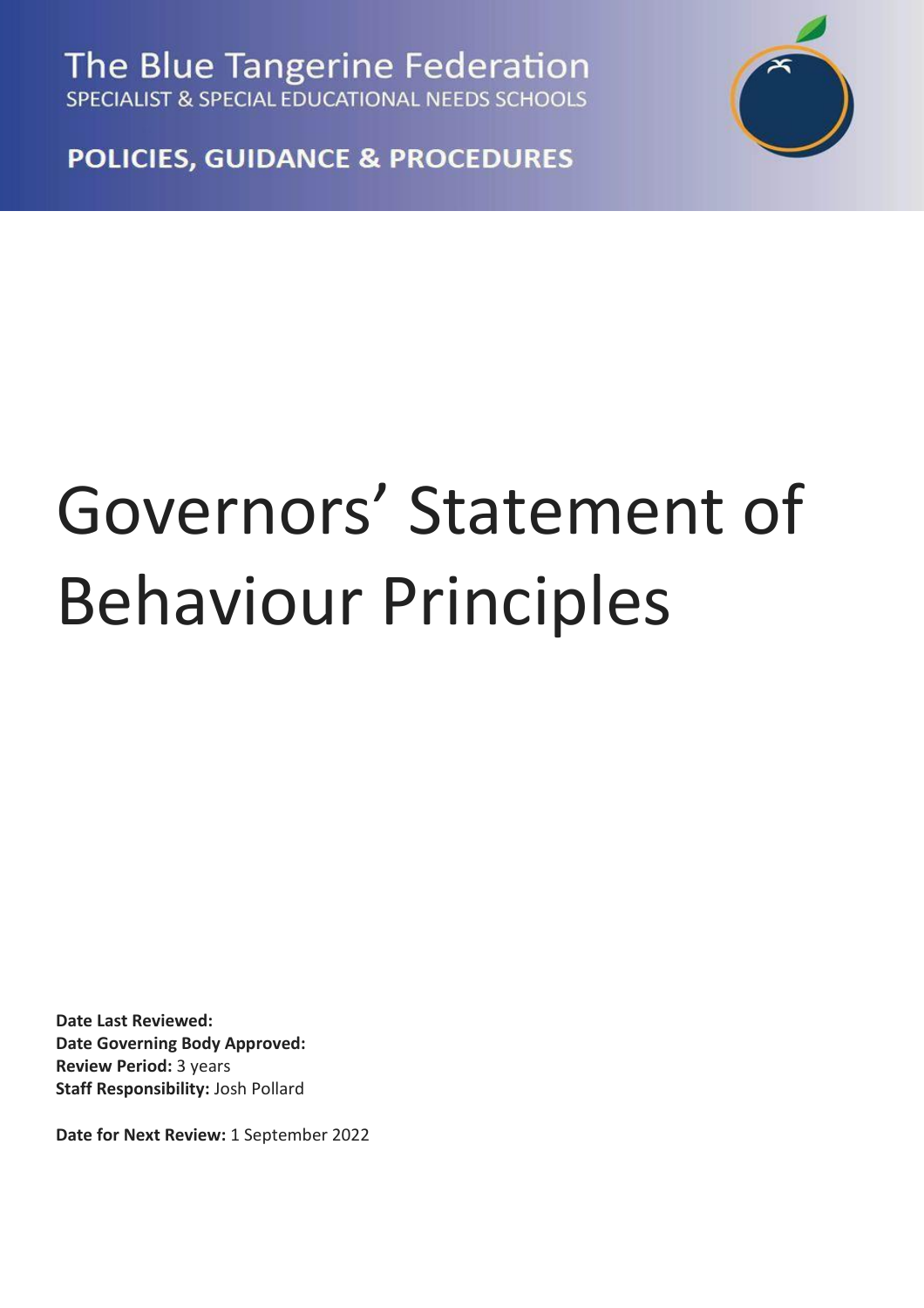The Blue Tangerine Federation
SPECIALIST & SPECIAL EDUCATIONAL NEEDS SCHOOLS

**POLICIES, GUIDANCE & PROCEDURES**

# Governors' Statement of Behaviour Principles

**Date Last Reviewed:**
**Date Governing Body Approved:**
**Review Period:** 3 years
**Staff Responsibility:** Josh Pollard

**Date for Next Review:** 1 September 2022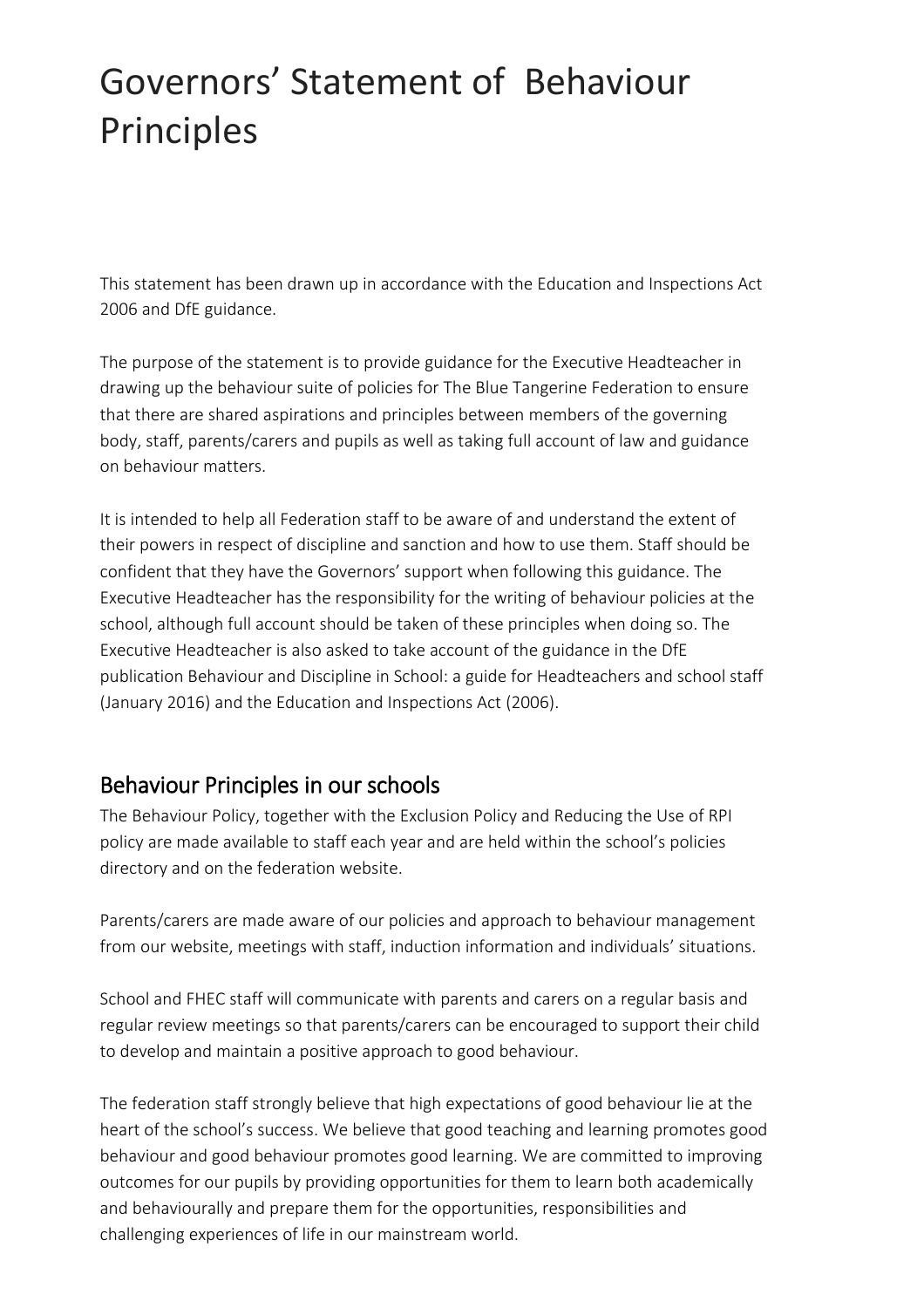# Governors' Statement of Behaviour Principles

This statement has been drawn up in accordance with the Education and Inspections Act 2006 and DfE guidance.

The purpose of the statement is to provide guidance for the Executive Headteacher in drawing up the behaviour suite of policies for The Blue Tangerine Federation to ensure that there are shared aspirations and principles between members of the governing body, staff, parents/carers and pupils as well as taking full account of law and guidance on behaviour matters.

It is intended to help all Federation staff to be aware of and understand the extent of their powers in respect of discipline and sanction and how to use them. Staff should be confident that they have the Governors' support when following this guidance. The Executive Headteacher has the responsibility for the writing of behaviour policies at the school, although full account should be taken of these principles when doing so. The Executive Headteacher is also asked to take account of the guidance in the DfE publication Behaviour and Discipline in School: a guide for Headteachers and school staff (January 2016) and the Education and Inspections Act (2006).

## Behaviour Principles in our schools

The Behaviour Policy, together with the Exclusion Policy and Reducing the Use of RPI policy are made available to staff each year and are held within the school's policies directory and on the federation website.

Parents/carers are made aware of our policies and approach to behaviour management from our website, meetings with staff, induction information and individuals' situations.

School and FHEC staff will communicate with parents and carers on a regular basis and regular review meetings so that parents/carers can be encouraged to support their child to develop and maintain a positive approach to good behaviour.

The federation staff strongly believe that high expectations of good behaviour lie at the heart of the school's success. We believe that good teaching and learning promotes good behaviour and good behaviour promotes good learning. We are committed to improving outcomes for our pupils by providing opportunities for them to learn both academically and behaviourally and prepare them for the opportunities, responsibilities and challenging experiences of life in our mainstream world.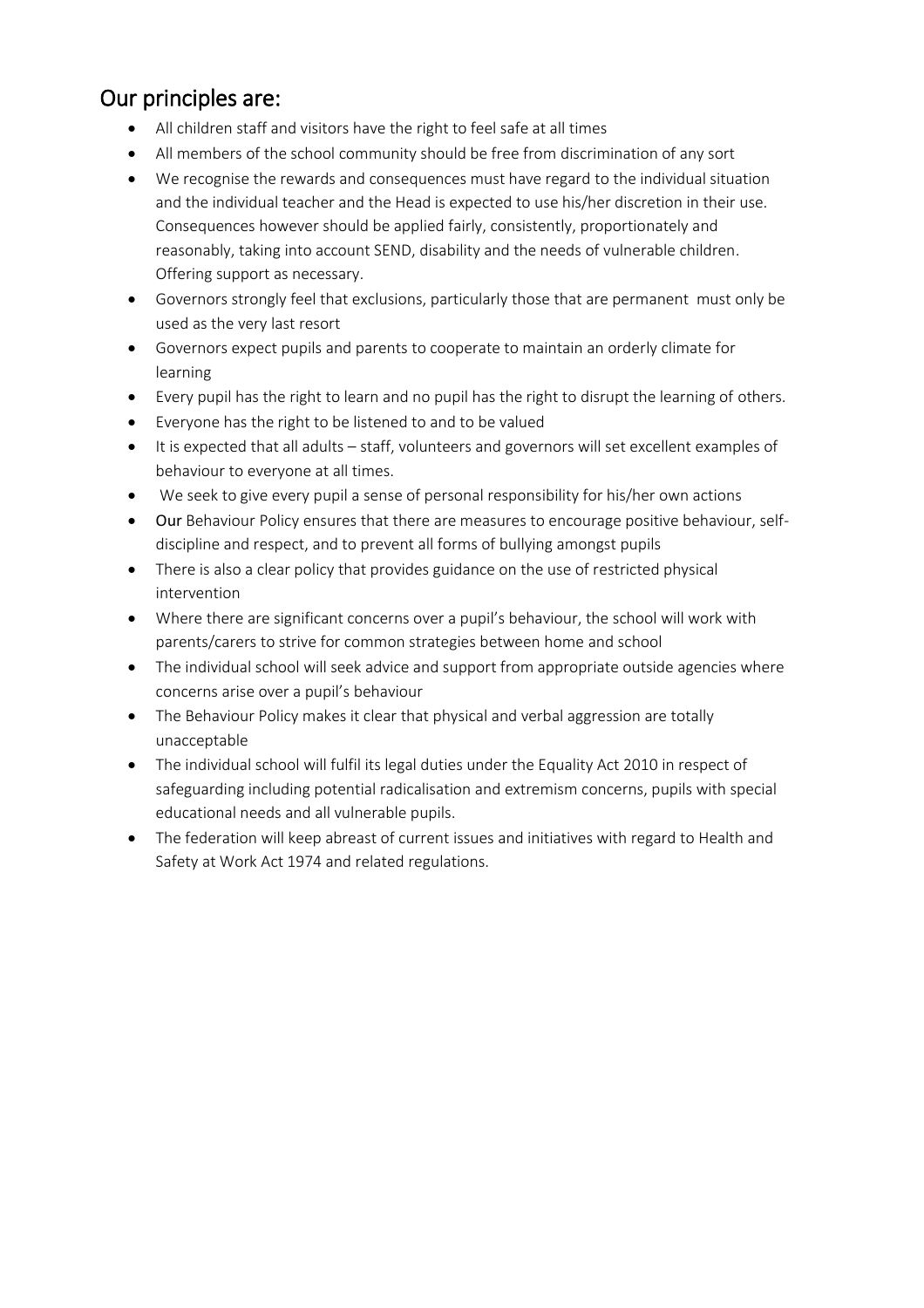## Our principles are:

- All children staff and visitors have the right to feel safe at all times
- All members of the school community should be free from discrimination of any sort
- We recognise the rewards and consequences must have regard to the individual situation and the individual teacher and the Head is expected to use his/her discretion in their use. Consequences however should be applied fairly, consistently, proportionately and reasonably, taking into account SEND, disability and the needs of vulnerable children. Offering support as necessary.
- Governors strongly feel that exclusions, particularly those that are permanent must only be used as the very last resort
- Governors expect pupils and parents to cooperate to maintain an orderly climate for learning
- Every pupil has the right to learn and no pupil has the right to disrupt the learning of others.
- Everyone has the right to be listened to and to be valued
- It is expected that all adults – staff, volunteers and governors will set excellent examples of behaviour to everyone at all times.
- We seek to give every pupil a sense of personal responsibility for his/her own actions
- Our Behaviour Policy ensures that there are measures to encourage positive behaviour, self-discipline and respect, and to prevent all forms of bullying amongst pupils
- There is also a clear policy that provides guidance on the use of restricted physical intervention
- Where there are significant concerns over a pupil's behaviour, the school will work with parents/carers to strive for common strategies between home and school
- The individual school will seek advice and support from appropriate outside agencies where concerns arise over a pupil's behaviour
- The Behaviour Policy makes it clear that physical and verbal aggression are totally unacceptable
- The individual school will fulfil its legal duties under the Equality Act 2010 in respect of safeguarding including potential radicalisation and extremism concerns, pupils with special educational needs and all vulnerable pupils.
- The federation will keep abreast of current issues and initiatives with regard to Health and Safety at Work Act 1974 and related regulations.